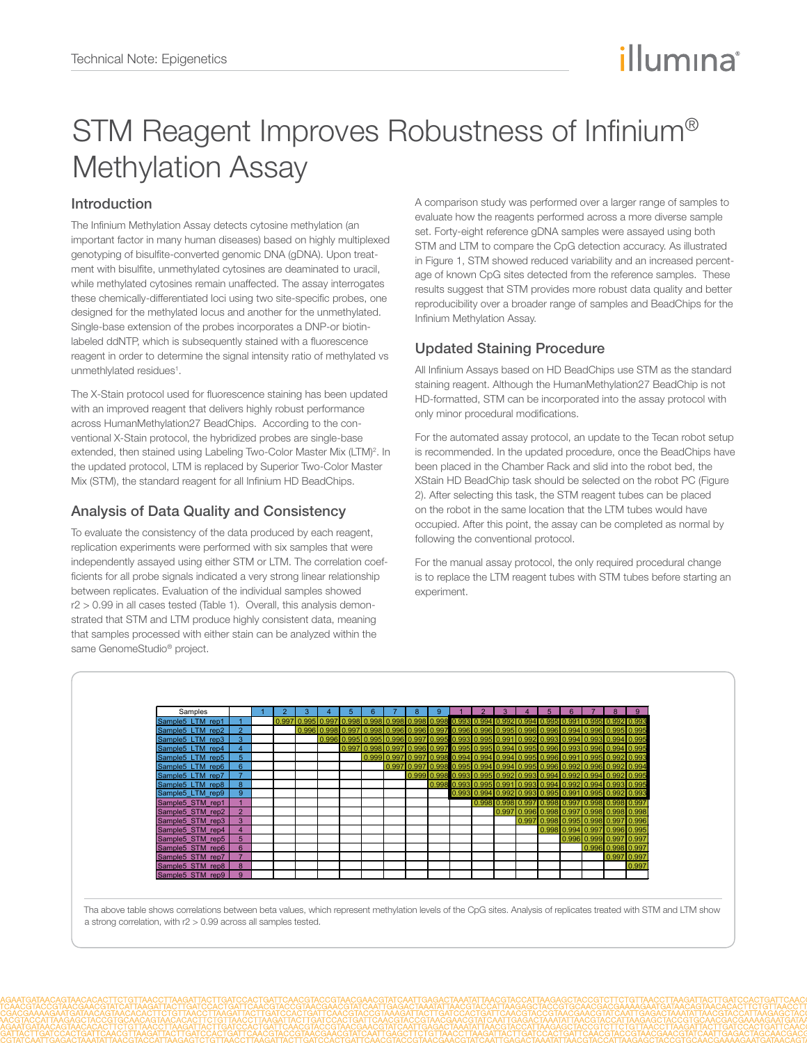# STM Reagent Improves Robustness of Infinium® Methylation Assay

## Introduction

The Infinium Methylation Assay detects cytosine methylation (an important factor in many human diseases) based on highly multiplexed genotyping of bisulfite-converted genomic DNA (gDNA). Upon treatment with bisulfite, unmethylated cytosines are deaminated to uracil, while methylated cytosines remain unaffected. The assay interrogates these chemically-differentiated loci using two site-specific probes, one designed for the methylated locus and another for the unmethylated. Single-base extension of the probes incorporates a DNP-or biotin-labeled ddNTP, which is subsequently stained with a fluorescence reagent in order to determine the signal intensity ratio of methylated vs unmethlylated residues[1].

The X-Stain protocol used for fluorescence staining has been updated with an improved reagent that delivers highly robust performance across HumanMethylation27 BeadChips. According to the conventional X-Stain protocol, the hybridized probes are single-base extended, then stained using Labeling Two-Color Master Mix (LTM)[2]. In the updated protocol, LTM is replaced by Superior Two-Color Master Mix (STM), the standard reagent for all Infinium HD BeadChips.

## Analysis of Data Quality and Consistency

To evaluate the consistency of the data produced by each reagent, replication experiments were performed with six samples that were independently assayed using either STM or LTM. The correlation coefficients for all probe signals indicated a very strong linear relationship between replicates. Evaluation of the individual samples showed $r2 > 0.99$ in all cases tested (Table 1). Overall, this analysis demonstrated that STM and LTM produce highly consistent data, meaning that samples processed with either stain can be analyzed within the same GenomeStudio® project.

A comparison study was performed over a larger range of samples to evaluate how the reagents performed across a more diverse sample set. Forty-eight reference gDNA samples were assayed using both STM and LTM to compare the CpG detection accuracy. As illustrated in Figure 1, STM showed reduced variability and an increased percentage of known CpG sites detected from the reference samples. These results suggest that STM provides more robust data quality and better reproducibility over a broader range of samples and BeadChips for the Infinium Methylation Assay.

## Updated Staining Procedure

All Infinium Assays based on HD BeadChips use STM as the standard staining reagent. Although the HumanMethylation27 BeadChip is not HD-formatted, STM can be incorporated into the assay protocol with only minor procedural modifications.

For the automated assay protocol, an update to the Tecan robot setup is recommended. In the updated procedure, once the BeadChips have been placed in the Chamber Rack and slid into the robot bed, the XStain HD BeadChip task should be selected on the robot PC (Figure 2). After selecting this task, the STM reagent tubes can be placed on the robot in the same location that the LTM tubes would have occupied. After this point, the assay can be completed as normal by following the conventional protocol.

For the manual assay protocol, the only required procedural change is to replace the LTM reagent tubes with STM tubes before starting an experiment.

| Samples | | 1 | 2 | 3 | 4 | 5 | 6 | 7 | 8 | 9 | 1 | 2 | 3 | 4 | 5 | 6 | 7 | 8 | 9 |
|---|---|---|---|---|---|---|---|---|---|---|---|---|---|---|---|---|---|---|---|
| Sample5_LTM_rep1 | 1 | | 0.997 | 0.995 | 0.997 | 0.998 | 0.998 | 0.998 | 0.998 | 0.998 | 0.993 | 0.994 | 0.992 | 0.994 | 0.995 | 0.991 | 0.995 | 0.992 | 0.993 |
| Sample5_LTM_rep2 | 2 | | | 0.996 | 0.998 | 0.997 | 0.998 | 0.996 | 0.996 | 0.997 | 0.996 | 0.996 | 0.995 | 0.996 | 0.996 | 0.994 | 0.996 | 0.995 | 0.995 |
| Sample5_LTM_rep3 | 3 | | | | 0.996 | 0.995 | 0.995 | 0.996 | 0.997 | 0.995 | 0.993 | 0.995 | 0.991 | 0.992 | 0.993 | 0.994 | 0.993 | 0.994 | 0.995 |
| Sample5_LTM_rep4 | 4 | | | | | 0.997 | 0.998 | 0.997 | 0.996 | 0.997 | 0.995 | 0.995 | 0.994 | 0.995 | 0.996 | 0.993 | 0.996 | 0.994 | 0.995 |
| Sample5_LTM_rep5 | 5 | | | | | | 0.999 | 0.997 | 0.997 | 0.998 | 0.994 | 0.994 | 0.994 | 0.995 | 0.996 | 0.991 | 0.995 | 0.992 | 0.993 |
| Sample5_LTM_rep6 | 6 | | | | | | | 0.997 | 0.997 | 0.998 | 0.995 | 0.994 | 0.994 | 0.995 | 0.996 | 0.992 | 0.996 | 0.992 | 0.994 |
| Sample5_LTM_rep7 | 7 | | | | | | | | 0.999 | 0.998 | 0.993 | 0.995 | 0.992 | 0.993 | 0.994 | 0.992 | 0.994 | 0.992 | 0.995 |
| Sample5_LTM_rep8 | 8 | | | | | | | | | 0.998 | 0.993 | 0.995 | 0.991 | 0.993 | 0.994 | 0.992 | 0.994 | 0.993 | 0.995 |
| Sample5_LTM_rep9 | 9 | | | | | | | | | | 0.993 | 0.994 | 0.992 | 0.993 | 0.995 | 0.991 | 0.995 | 0.992 | 0.993 |
| Sample5_STM_rep1 | 1 | | | | | | | | | | | 0.998 | 0.998 | 0.997 | 0.998 | 0.997 | 0.998 | 0.998 | 0.997 |
| Sample5_STM_rep2 | 2 | | | | | | | | | | | | 0.997 | 0.996 | 0.998 | 0.997 | 0.998 | 0.998 | 0.998 |
| Sample5_STM_rep3 | 3 | | | | | | | | | | | | | 0.997 | 0.998 | 0.995 | 0.998 | 0.997 | 0.996 |
| Sample5_STM_rep4 | 4 | | | | | | | | | | | | | | 0.998 | 0.994 | 0.997 | 0.996 | 0.995 |
| Sample5_STM_rep5 | 5 | | | | | | | | | | | | | | | 0.996 | 0.999 | 0.997 | 0.997 |
| Sample5_STM_rep6 | 6 | | | | | | | | | | | | | | | | 0.996 | 0.998 | 0.997 |
| Sample5_STM_rep7 | 7 | | | | | | | | | | | | | | | | | 0.997 | 0.997 |
| Sample5_STM_rep8 | 8 | | | | | | | | | | | | | | | | | | 0.997 |
| Sample5_STM_rep9 | 9 | | | | | | | | | | | | | | | | | | |

Tha above table shows correlations between beta values, which represent methylation levels of the CpG sites. Analysis of replicates treated with STM and LTM show a strong correlation, with $r2 > 0.99$ across all samples tested.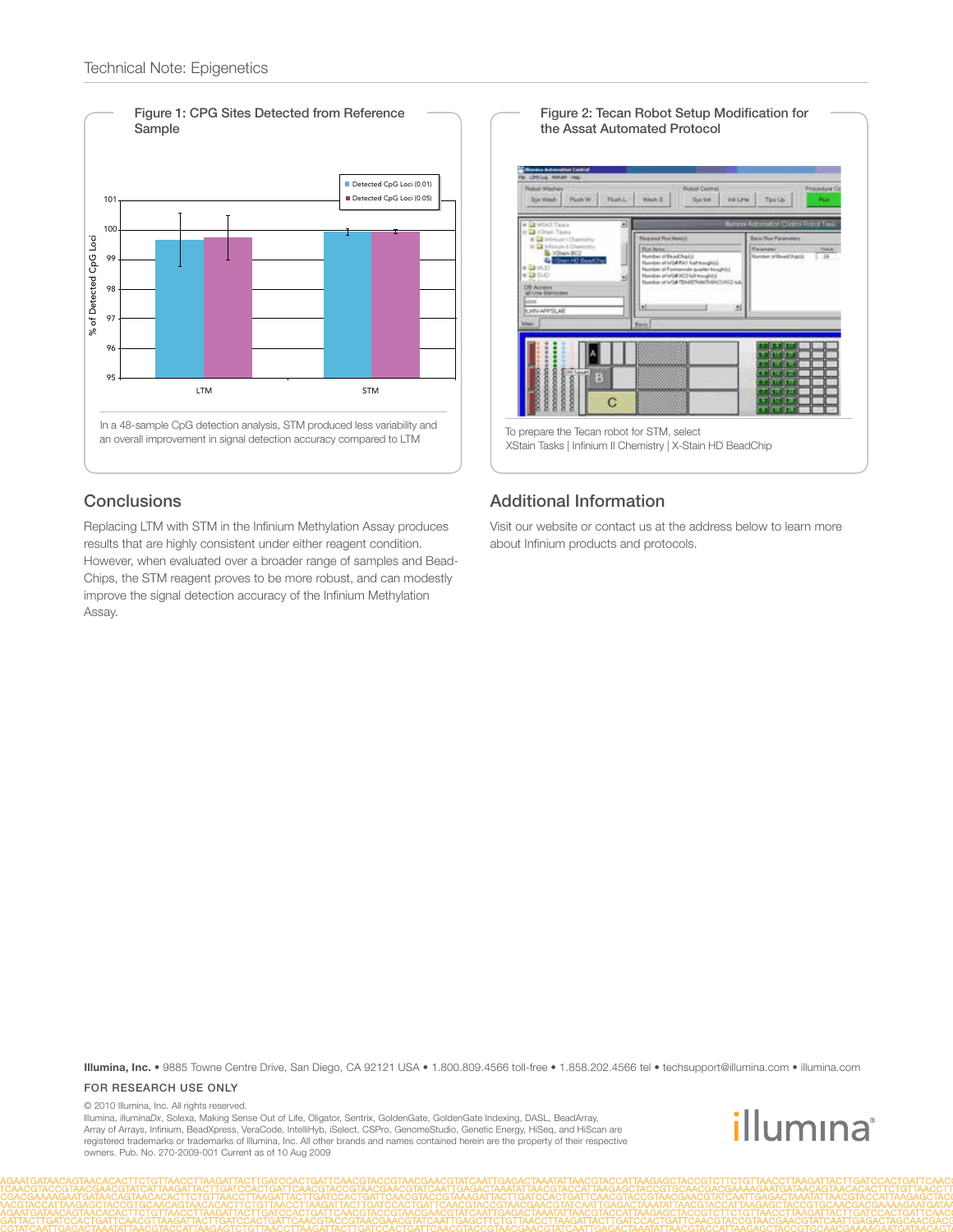## Figure 1: CPG Sites Detected from Reference Sample

Detected CpG Loci (0.01)
Detected CpG Loci (0.05)

% of Detected CpG Loci

101
100
99
98
97
96
95

LTM
STM

In a 48-sample CpG detection analysis, STM produced less variability and an overall improvement in signal detection accuracy compared to LTM

## Figure 2: Tecan Robot Setup Modification for the Assat Automated Protocol

To prepare the Tecan robot for STM, select XStain Tasks | Infinium II Chemistry | X-Stain HD BeadChip

## Conclusions

Replacing LTM with STM in the Infinium Methylation Assay produces results that are highly consistent under either reagent condition. However, when evaluated over a broader range of samples and BeadChips, the STM reagent proves to be more robust, and can modestly improve the signal detection accuracy of the Infinium Methylation Assay.

## Additional Information

Visit our website or contact us at the address below to learn more about Infinium products and protocols.

**Illumina, Inc.** • 9885 Towne Centre Drive, San Diego, CA 92121 USA • 1.800.809.4566 toll-free • 1.858.202.4566 tel • techsupport@illumina.com • illumina.com

FOR RESEARCH USE ONLY

© 2010 Illumina, Inc. All rights reserved.
Illumina, illumina*Dx*, Solexa, Making Sense Out of Life, Oligator, Sentrix, GoldenGate, GoldenGate Indexing, DASL, BeadArray, Array of Arrays, Infinium, BeadXpress, VeraCode, IntelliHyb, iSelect, CSPro, GenomeStudio, Genetic Energy, HiSeq, and HiScan are registered trademarks or trademarks of Illumina, Inc. All other brands and names contained herein are the property of their respective owners. Pub. No. 270-2009-001 Current as of 10 Aug 2009